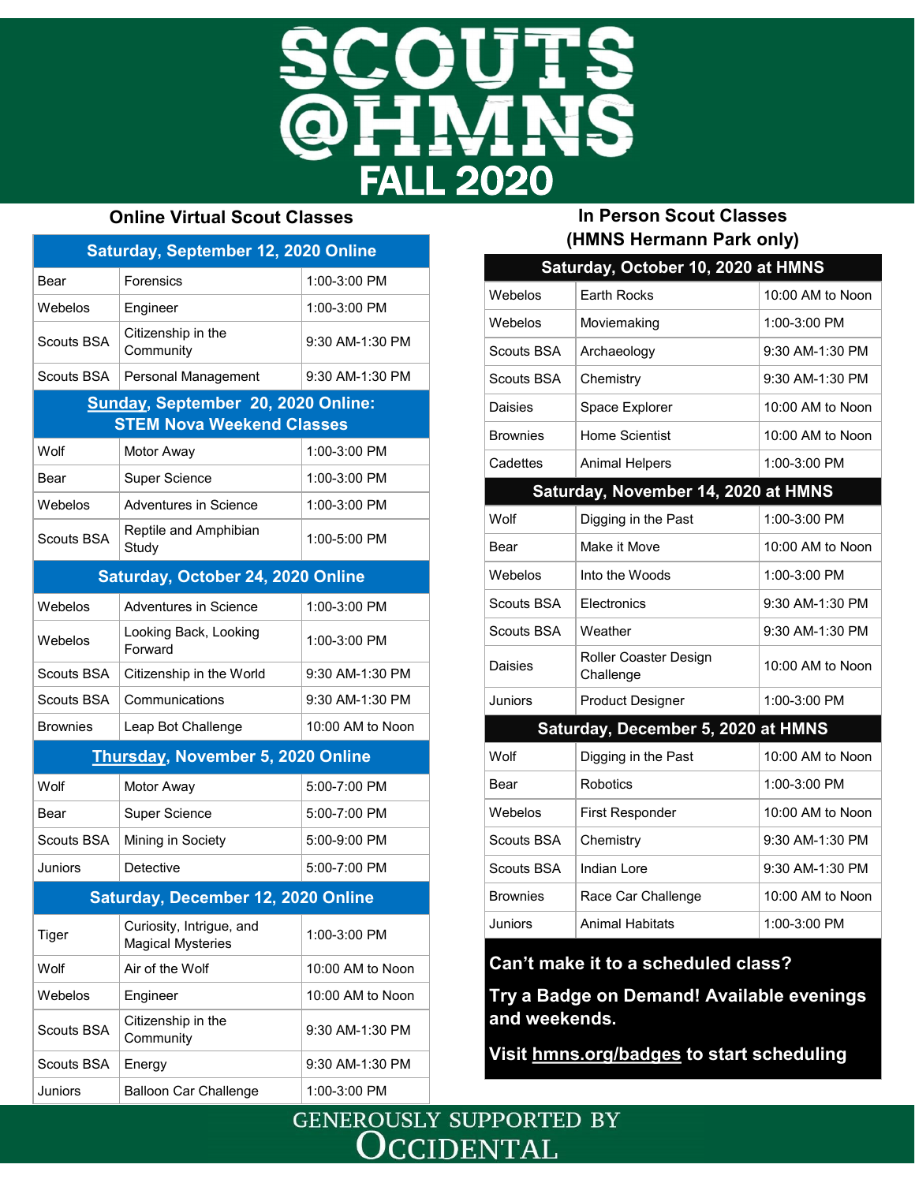# SCOUTS @HMNS

# FALL 2020

## Online Virtual Scout Classes

| Saturday, September 12, 2020 Online | | |
|---|---|---|
| Bear | Forensics | 1:00-3:00 PM |
| Webelos | Engineer | 1:00-3:00 PM |
| Scouts BSA | Citizenship in the Community | 9:30 AM-1:30 PM |
| Scouts BSA | Personal Management | 9:30 AM-1:30 PM |
| **Sunday, September 20, 2020 Online: STEM Nova Weekend Classes** | | |
| Wolf | Motor Away | 1:00-3:00 PM |
| Bear | Super Science | 1:00-3:00 PM |
| Webelos | Adventures in Science | 1:00-3:00 PM |
| Scouts BSA | Reptile and Amphibian Study | 1:00-5:00 PM |
| **Saturday, October 24, 2020 Online** | | |
| Webelos | Adventures in Science | 1:00-3:00 PM |
| Webelos | Looking Back, Looking Forward | 1:00-3:00 PM |
| Scouts BSA | Citizenship in the World | 9:30 AM-1:30 PM |
| Scouts BSA | Communications | 9:30 AM-1:30 PM |
| Brownies | Leap Bot Challenge | 10:00 AM to Noon |
| **Thursday, November 5, 2020 Online** | | |
| Wolf | Motor Away | 5:00-7:00 PM |
| Bear | Super Science | 5:00-7:00 PM |
| Scouts BSA | Mining in Society | 5:00-9:00 PM |
| Juniors | Detective | 5:00-7:00 PM |
| **Saturday, December 12, 2020 Online** | | |
| Tiger | Curiosity, Intrigue, and Magical Mysteries | 1:00-3:00 PM |
| Wolf | Air of the Wolf | 10:00 AM to Noon |
| Webelos | Engineer | 10:00 AM to Noon |
| Scouts BSA | Citizenship in the Community | 9:30 AM-1:30 PM |
| Scouts BSA | Energy | 9:30 AM-1:30 PM |
| Juniors | Balloon Car Challenge | 1:00-3:00 PM |

## In Person Scout Classes (HMNS Hermann Park only)

| Saturday, October 10, 2020 at HMNS | | |
|---|---|---|
| Webelos | Earth Rocks | 10:00 AM to Noon |
| Webelos | Moviemaking | 1:00-3:00 PM |
| Scouts BSA | Archaeology | 9:30 AM-1:30 PM |
| Scouts BSA | Chemistry | 9:30 AM-1:30 PM |
| Daisies | Space Explorer | 10:00 AM to Noon |
| Brownies | Home Scientist | 10:00 AM to Noon |
| Cadettes | Animal Helpers | 1:00-3:00 PM |
| **Saturday, November 14, 2020 at HMNS** | | |
| Wolf | Digging in the Past | 1:00-3:00 PM |
| Bear | Make it Move | 10:00 AM to Noon |
| Webelos | Into the Woods | 1:00-3:00 PM |
| Scouts BSA | Electronics | 9:30 AM-1:30 PM |
| Scouts BSA | Weather | 9:30 AM-1:30 PM |
| Daisies | Roller Coaster Design Challenge | 10:00 AM to Noon |
| Juniors | Product Designer | 1:00-3:00 PM |
| **Saturday, December 5, 2020 at HMNS** | | |
| Wolf | Digging in the Past | 10:00 AM to Noon |
| Bear | Robotics | 1:00-3:00 PM |
| Webelos | First Responder | 10:00 AM to Noon |
| Scouts BSA | Chemistry | 9:30 AM-1:30 PM |
| Scouts BSA | Indian Lore | 9:30 AM-1:30 PM |
| Brownies | Race Car Challenge | 10:00 AM to Noon |
| Juniors | Animal Habitats | 1:00-3:00 PM |

**Can't make it to a scheduled class?**

**Try a Badge on Demand! Available evenings and weekends.**

**Visit hmns.org/badges to start scheduling**

GENEROUSLY SUPPORTED BY OCCIDENTAL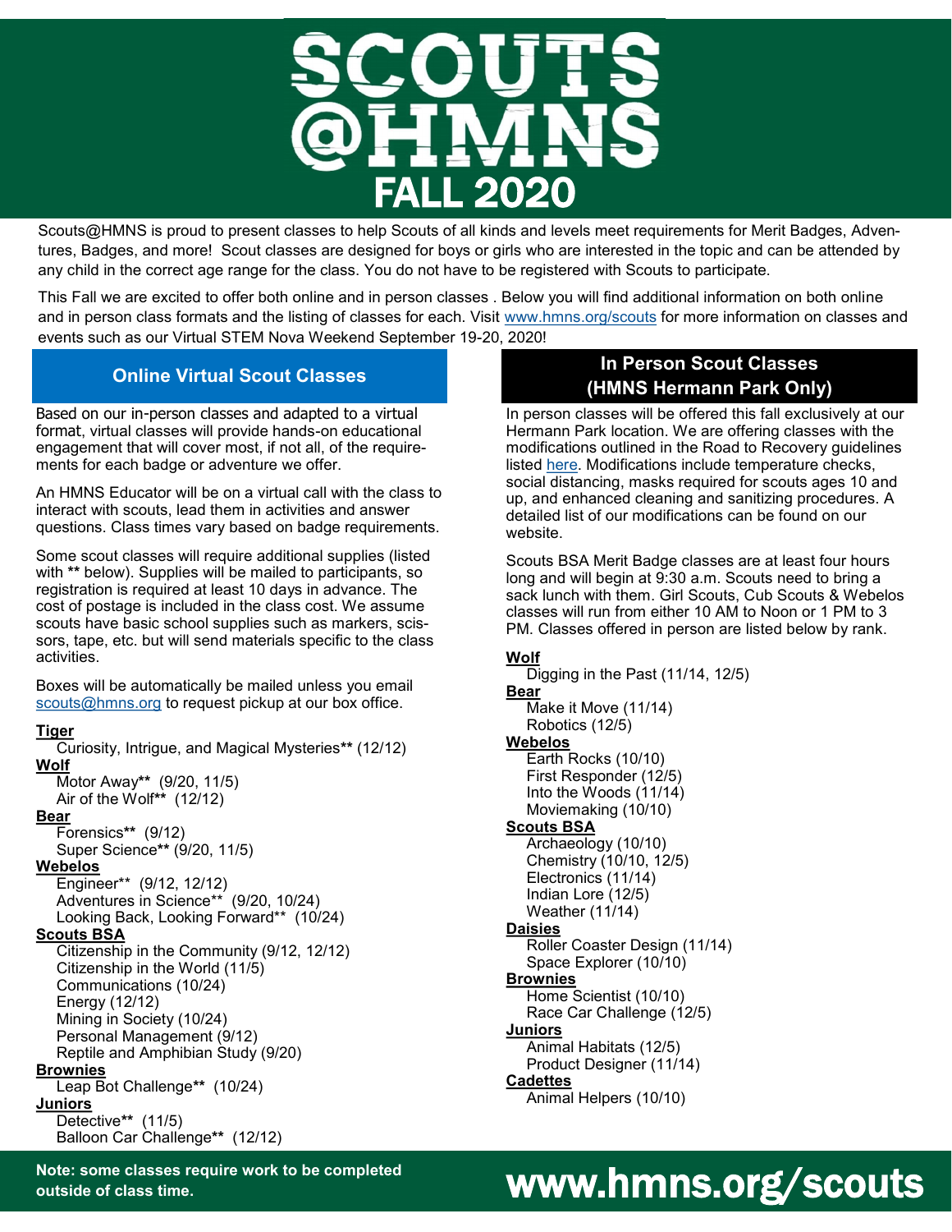# SCOUTS @HMNS

## FALL 2020

Scouts@HMNS is proud to present classes to help Scouts of all kinds and levels meet requirements for Merit Badges, Adventures, Badges, and more! Scout classes are designed for boys or girls who are interested in the topic and can be attended by any child in the correct age range for the class. You do not have to be registered with Scouts to participate.

This Fall we are excited to offer both online and in person classes . Below you will find additional information on both online and in person class formats and the listing of classes for each. Visit www.hmns.org/scouts for more information on classes and events such as our Virtual STEM Nova Weekend September 19-20, 2020!

### Online Virtual Scout Classes

Based on our in-person classes and adapted to a virtual format, virtual classes will provide hands-on educational engagement that will cover most, if not all, of the requirements for each badge or adventure we offer.

An HMNS Educator will be on a virtual call with the class to interact with scouts, lead them in activities and answer questions. Class times vary based on badge requirements.

Some scout classes will require additional supplies (listed with ** below). Supplies will be mailed to participants, so registration is required at least 10 days in advance. The cost of postage is included in the class cost. We assume scouts have basic school supplies such as markers, scissors, tape, etc. but will send materials specific to the class activities.

Boxes will be automatically be mailed unless you email scouts@hmns.org to request pickup at our box office.

**Tiger**
- Curiosity, Intrigue, and Magical Mysteries** (12/12)

**Wolf**
- Motor Away** (9/20, 11/5)
- Air of the Wolf** (12/12)

**Bear**
- Forensics** (9/12)
- Super Science** (9/20, 11/5)

**Webelos**
- Engineer** (9/12, 12/12)
- Adventures in Science** (9/20, 10/24)
- Looking Back, Looking Forward** (10/24)

**Scouts BSA**
- Citizenship in the Community (9/12, 12/12)
- Citizenship in the World (11/5)
- Communications (10/24)
- Energy (12/12)
- Mining in Society (10/24)
- Personal Management (9/12)
- Reptile and Amphibian Study (9/20)

**Brownies**
- Leap Bot Challenge** (10/24)

**Juniors**
- Detective** (11/5)
- Balloon Car Challenge** (12/12)

**Note: some classes require work to be completed outside of class time.**

### In Person Scout Classes (HMNS Hermann Park Only)

In person classes will be offered this fall exclusively at our Hermann Park location. We are offering classes with the modifications outlined in the Road to Recovery guidelines listed here. Modifications include temperature checks, social distancing, masks required for scouts ages 10 and up, and enhanced cleaning and sanitizing procedures. A detailed list of our modifications can be found on our website.

Scouts BSA Merit Badge classes are at least four hours long and will begin at 9:30 a.m. Scouts need to bring a sack lunch with them. Girl Scouts, Cub Scouts & Webelos classes will run from either 10 AM to Noon or 1 PM to 3 PM. Classes offered in person are listed below by rank.

**Wolf**
- Digging in the Past (11/14, 12/5)

**Bear**
- Make it Move (11/14)
- Robotics (12/5)

**Webelos**
- Earth Rocks (10/10)
- First Responder (12/5)
- Into the Woods (11/14)
- Moviemaking (10/10)

**Scouts BSA**
- Archaeology (10/10)
- Chemistry (10/10, 12/5)
- Electronics (11/14)
- Indian Lore (12/5)
- Weather (11/14)

**Daisies**
- Roller Coaster Design (11/14)
- Space Explorer (10/10)

**Brownies**
- Home Scientist (10/10)
- Race Car Challenge (12/5)

**Juniors**
- Animal Habitats (12/5)
- Product Designer (11/14)

**Cadettes**
- Animal Helpers (10/10)

**www.hmns.org/scouts**